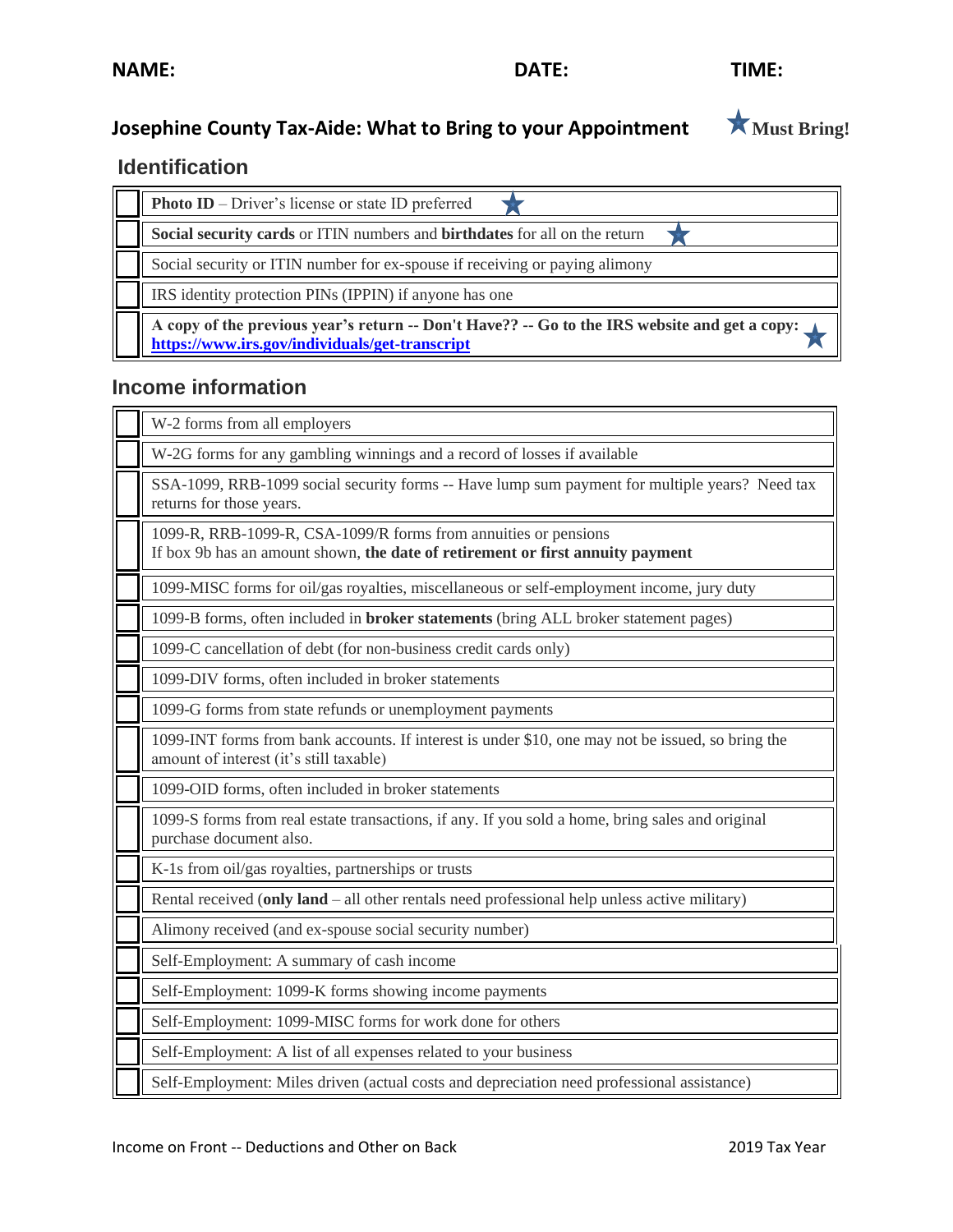**NAME:** **DATE:** **TIME:**

## Josephine County Tax-Aide: What to Bring to your Appointment ★ Must Bring!

### Identification

| | |
|---|---|
| ☐ | **Photo ID** – Driver's license or state ID preferred ★ |
| ☐ | **Social security cards** or ITIN numbers and **birthdates** for all on the return ★ |
| ☐ | Social security or ITIN number for ex-spouse if receiving or paying alimony |
| ☐ | IRS identity protection PINs (IPPIN) if anyone has one |
| ☐ | **A copy of the previous year's return -- Don't Have?? -- Go to the IRS website and get a copy: https://www.irs.gov/individuals/get-transcript** ★ |

### Income information

| | |
|---|---|
| ☐ | W-2 forms from all employers |
| ☐ | W-2G forms for any gambling winnings and a record of losses if available |
| ☐ | SSA-1099, RRB-1099 social security forms -- Have lump sum payment for multiple years? Need tax returns for those years. |
| ☐ | 1099-R, RRB-1099-R, CSA-1099/R forms from annuities or pensions<br>If box 9b has an amount shown, **the date of retirement or first annuity payment** |
| ☐ | 1099-MISC forms for oil/gas royalties, miscellaneous or self-employment income, jury duty |
| ☐ | 1099-B forms, often included in **broker statements** (bring ALL broker statement pages) |
| ☐ | 1099-C cancellation of debt (for non-business credit cards only) |
| ☐ | 1099-DIV forms, often included in broker statements |
| ☐ | 1099-G forms from state refunds or unemployment payments |
| ☐ | 1099-INT forms from bank accounts. If interest is under $10, one may not be issued, so bring the amount of interest (it's still taxable) |
| ☐ | 1099-OID forms, often included in broker statements |
| ☐ | 1099-S forms from real estate transactions, if any. If you sold a home, bring sales and original purchase document also. |
| ☐ | K-1s from oil/gas royalties, partnerships or trusts |
| ☐ | Rental received (**only land** – all other rentals need professional help unless active military) |
| ☐ | Alimony received (and ex-spouse social security number) |
| ☐ | Self-Employment: A summary of cash income |
| ☐ | Self-Employment: 1099-K forms showing income payments |
| ☐ | Self-Employment: 1099-MISC forms for work done for others |
| ☐ | Self-Employment: A list of all expenses related to your business |
| ☐ | Self-Employment: Miles driven (actual costs and depreciation need professional assistance) |

Income on Front -- Deductions and Other on Back

2019 Tax Year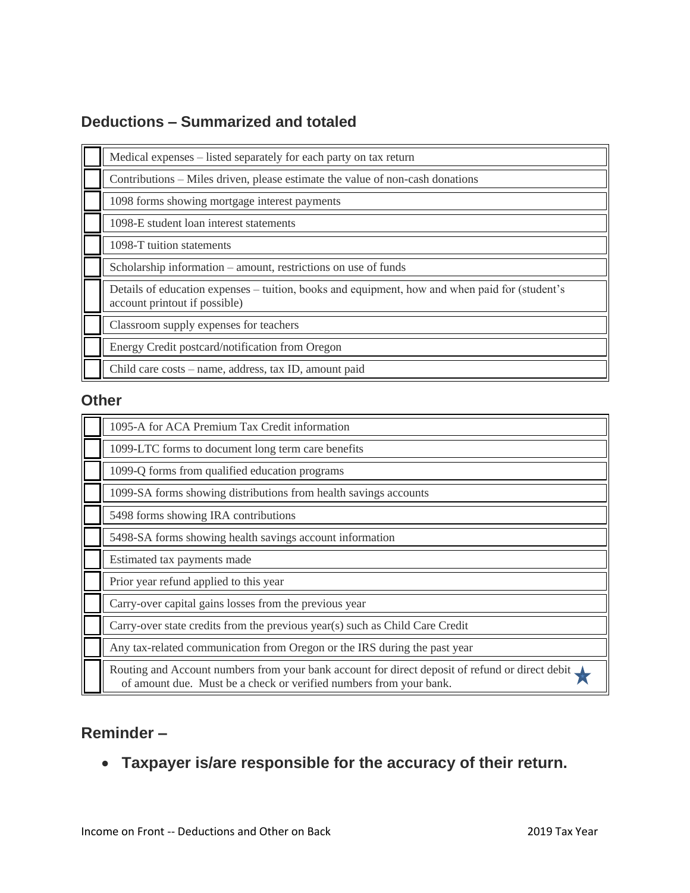## Deductions – Summarized and totaled

| | |
|---|---|
| ☐ | Medical expenses – listed separately for each party on tax return |
| ☐ | Contributions – Miles driven, please estimate the value of non-cash donations |
| ☐ | 1098 forms showing mortgage interest payments |
| ☐ | 1098-E student loan interest statements |
| ☐ | 1098-T tuition statements |
| ☐ | Scholarship information – amount, restrictions on use of funds |
| ☐ | Details of education expenses – tuition, books and equipment, how and when paid for (student's account printout if possible) |
| ☐ | Classroom supply expenses for teachers |
| ☐ | Energy Credit postcard/notification from Oregon |
| ☐ | Child care costs – name, address, tax ID, amount paid |

## Other

| | |
|---|---|
| ☐ | 1095-A for ACA Premium Tax Credit information |
| ☐ | 1099-LTC forms to document long term care benefits |
| ☐ | 1099-Q forms from qualified education programs |
| ☐ | 1099-SA forms showing distributions from health savings accounts |
| ☐ | 5498 forms showing IRA contributions |
| ☐ | 5498-SA forms showing health savings account information |
| ☐ | Estimated tax payments made |
| ☐ | Prior year refund applied to this year |
| ☐ | Carry-over capital gains losses from the previous year |
| ☐ | Carry-over state credits from the previous year(s) such as Child Care Credit |
| ☐ | Any tax-related communication from Oregon or the IRS during the past year |
| ☐ | Routing and Account numbers from your bank account for direct deposit of refund or direct debit of amount due. Must be a check or verified numbers from your bank. ★ |

## Reminder –

- **Taxpayer is/are responsible for the accuracy of their return.**

Income on Front -- Deductions and Other on Back 2019 Tax Year